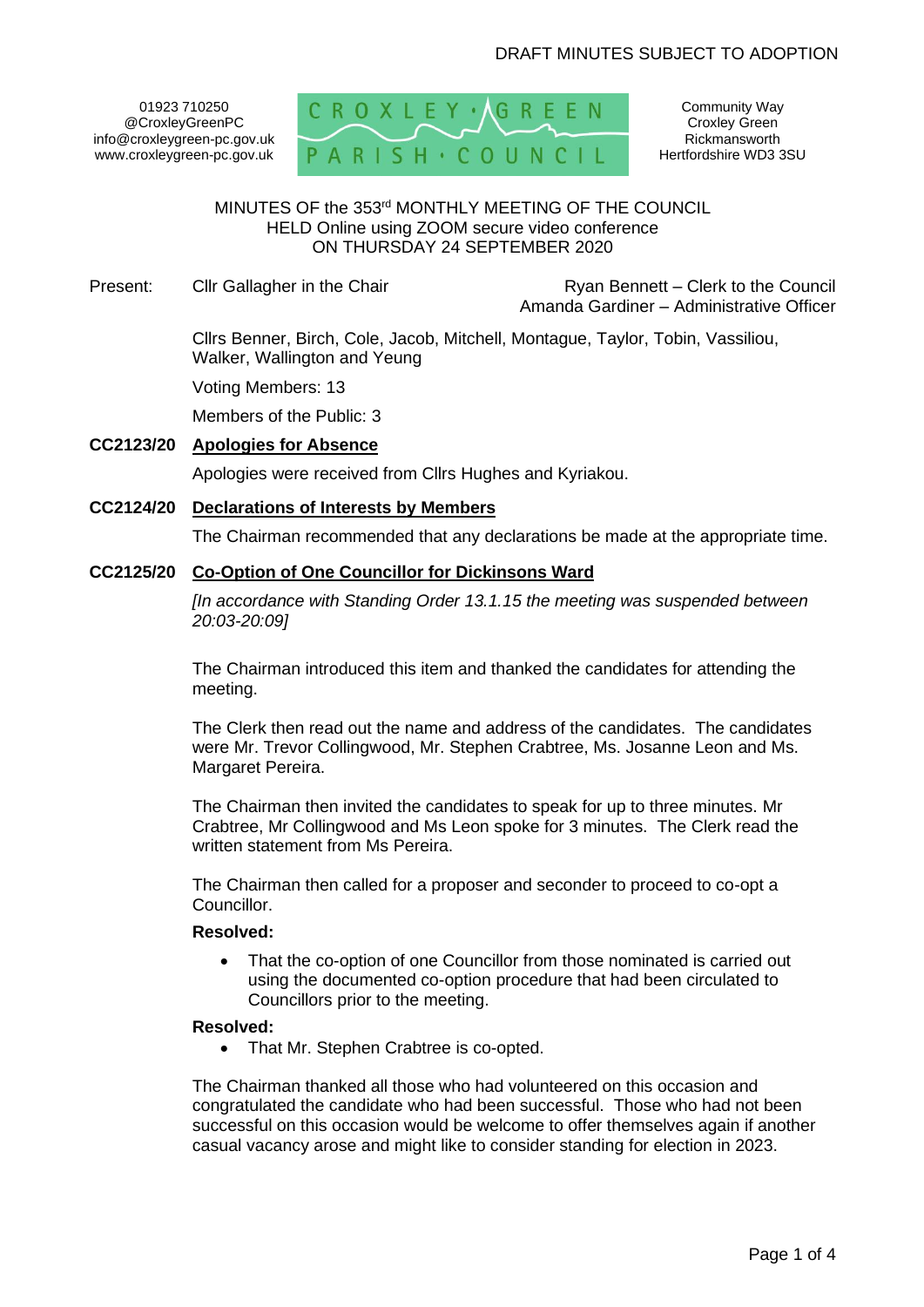DRAFT MINUTES SUBJECT TO ADOPTION

01923 710250
@CroxleyGreenPC
info@croxleygreen-pc.gov.uk
www.croxleygreen-pc.gov.uk

CROXLEY GREEN PARISH COUNCIL

Community Way
Croxley Green
Rickmansworth
Hertfordshire WD3 3SU

MINUTES OF the 353rd MONTHLY MEETING OF THE COUNCIL
HELD Online using ZOOM secure video conference
ON THURSDAY 24 SEPTEMBER 2020

Present: Cllr Gallagher in the Chair

Ryan Bennett – Clerk to the Council
Amanda Gardiner – Administrative Officer

Cllrs Benner, Birch, Cole, Jacob, Mitchell, Montague, Taylor, Tobin, Vassiliou, Walker, Wallington and Yeung

Voting Members: 13

Members of the Public: 3

## CC2123/20 Apologies for Absence

Apologies were received from Cllrs Hughes and Kyriakou.

## CC2124/20 Declarations of Interests by Members

The Chairman recommended that any declarations be made at the appropriate time.

## CC2125/20 Co-Option of One Councillor for Dickinsons Ward

*[In accordance with Standing Order 13.1.15 the meeting was suspended between 20:03-20:09]*

The Chairman introduced this item and thanked the candidates for attending the meeting.

The Clerk then read out the name and address of the candidates. The candidates were Mr. Trevor Collingwood, Mr. Stephen Crabtree, Ms. Josanne Leon and Ms. Margaret Pereira.

The Chairman then invited the candidates to speak for up to three minutes. Mr Crabtree, Mr Collingwood and Ms Leon spoke for 3 minutes. The Clerk read the written statement from Ms Pereira.

The Chairman then called for a proposer and seconder to proceed to co-opt a Councillor.

**Resolved:**

- That the co-option of one Councillor from those nominated is carried out using the documented co-option procedure that had been circulated to Councillors prior to the meeting.

**Resolved:**

- That Mr. Stephen Crabtree is co-opted.

The Chairman thanked all those who had volunteered on this occasion and congratulated the candidate who had been successful. Those who had not been successful on this occasion would be welcome to offer themselves again if another casual vacancy arose and might like to consider standing for election in 2023.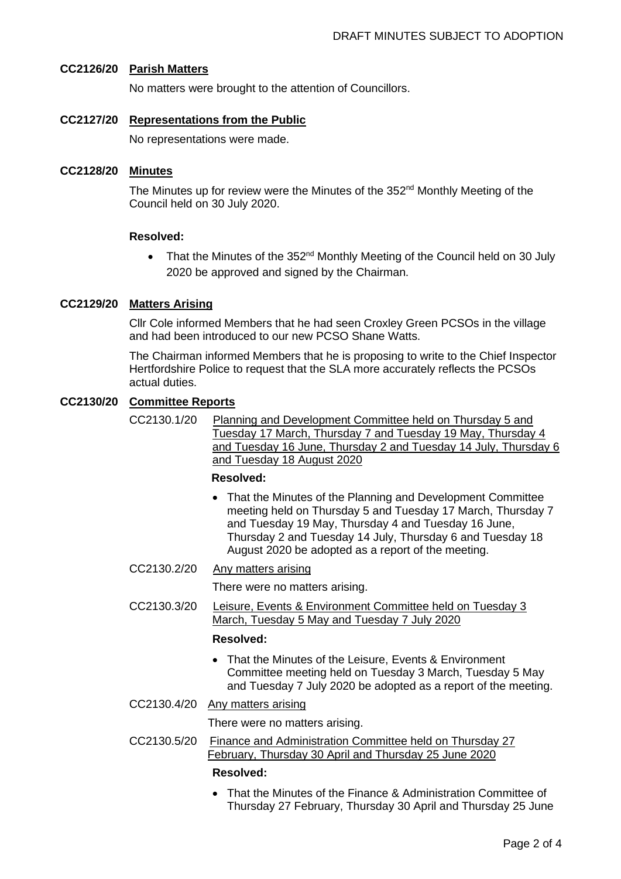DRAFT MINUTES SUBJECT TO ADOPTION

**CC2126/20 Parish Matters**

No matters were brought to the attention of Councillors.

**CC2127/20 Representations from the Public**

No representations were made.

**CC2128/20 Minutes**

The Minutes up for review were the Minutes of the 352nd Monthly Meeting of the Council held on 30 July 2020.

**Resolved:**

- That the Minutes of the 352nd Monthly Meeting of the Council held on 30 July 2020 be approved and signed by the Chairman.

**CC2129/20 Matters Arising**

Cllr Cole informed Members that he had seen Croxley Green PCSOs in the village and had been introduced to our new PCSO Shane Watts.

The Chairman informed Members that he is proposing to write to the Chief Inspector Hertfordshire Police to request that the SLA more accurately reflects the PCSOs actual duties.

**CC2130/20 Committee Reports**

CC2130.1/20 Planning and Development Committee held on Thursday 5 and Tuesday 17 March, Thursday 7 and Tuesday 19 May, Thursday 4 and Tuesday 16 June, Thursday 2 and Tuesday 14 July, Thursday 6 and Tuesday 18 August 2020

**Resolved:**

- That the Minutes of the Planning and Development Committee meeting held on Thursday 5 and Tuesday 17 March, Thursday 7 and Tuesday 19 May, Thursday 4 and Tuesday 16 June, Thursday 2 and Tuesday 14 July, Thursday 6 and Tuesday 18 August 2020 be adopted as a report of the meeting.

CC2130.2/20 Any matters arising

There were no matters arising.

CC2130.3/20 Leisure, Events & Environment Committee held on Tuesday 3 March, Tuesday 5 May and Tuesday 7 July 2020

**Resolved:**

- That the Minutes of the Leisure, Events & Environment Committee meeting held on Tuesday 3 March, Tuesday 5 May and Tuesday 7 July 2020 be adopted as a report of the meeting.

CC2130.4/20 Any matters arising

There were no matters arising.

CC2130.5/20 Finance and Administration Committee held on Thursday 27 February, Thursday 30 April and Thursday 25 June 2020

**Resolved:**

- That the Minutes of the Finance & Administration Committee of Thursday 27 February, Thursday 30 April and Thursday 25 June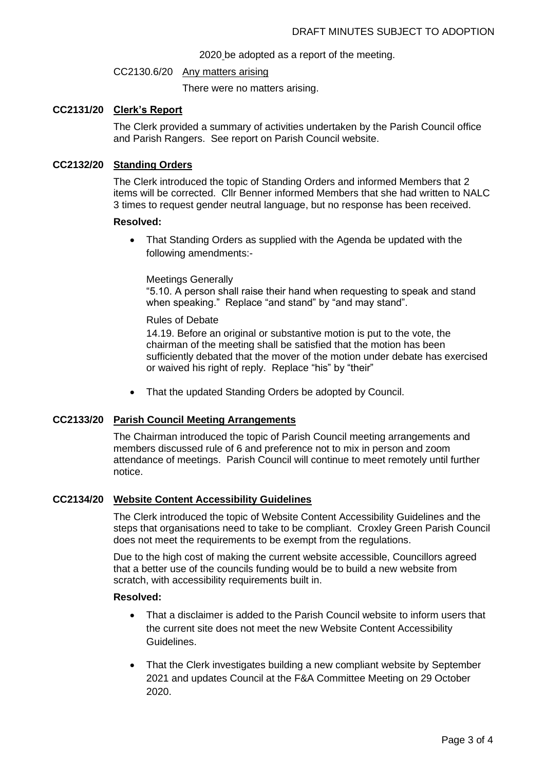2020 be adopted as a report of the meeting.

CC2130.6/20 Any matters arising

There were no matters arising.

## CC2131/20 Clerk's Report

The Clerk provided a summary of activities undertaken by the Parish Council office and Parish Rangers. See report on Parish Council website.

## CC2132/20 Standing Orders

The Clerk introduced the topic of Standing Orders and informed Members that 2 items will be corrected. Cllr Benner informed Members that she had written to NALC 3 times to request gender neutral language, but no response has been received.

**Resolved:**

- That Standing Orders as supplied with the Agenda be updated with the following amendments:-

  Meetings Generally

  "5.10. A person shall raise their hand when requesting to speak and stand when speaking." Replace "and stand" by "and may stand".

  Rules of Debate

  14.19. Before an original or substantive motion is put to the vote, the chairman of the meeting shall be satisfied that the motion has been sufficiently debated that the mover of the motion under debate has exercised or waived his right of reply. Replace "his" by "their"

- That the updated Standing Orders be adopted by Council.

## CC2133/20 Parish Council Meeting Arrangements

The Chairman introduced the topic of Parish Council meeting arrangements and members discussed rule of 6 and preference not to mix in person and zoom attendance of meetings. Parish Council will continue to meet remotely until further notice.

## CC2134/20 Website Content Accessibility Guidelines

The Clerk introduced the topic of Website Content Accessibility Guidelines and the steps that organisations need to take to be compliant. Croxley Green Parish Council does not meet the requirements to be exempt from the regulations.

Due to the high cost of making the current website accessible, Councillors agreed that a better use of the councils funding would be to build a new website from scratch, with accessibility requirements built in.

**Resolved:**

- That a disclaimer is added to the Parish Council website to inform users that the current site does not meet the new Website Content Accessibility Guidelines.

- That the Clerk investigates building a new compliant website by September 2021 and updates Council at the F&A Committee Meeting on 29 October 2020.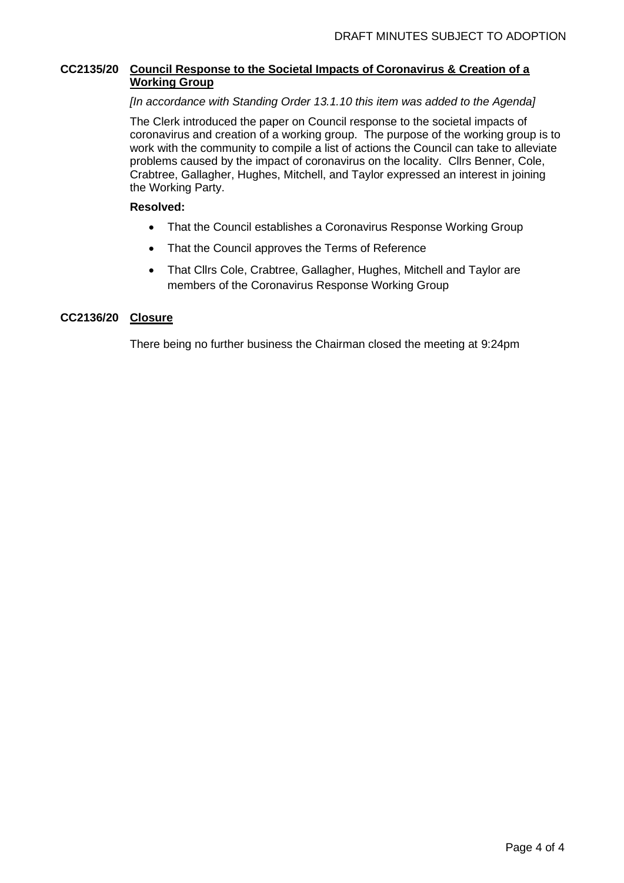### CC2135/20 Council Response to the Societal Impacts of Coronavirus & Creation of a Working Group

*[In accordance with Standing Order 13.1.10 this item was added to the Agenda]*

The Clerk introduced the paper on Council response to the societal impacts of coronavirus and creation of a working group. The purpose of the working group is to work with the community to compile a list of actions the Council can take to alleviate problems caused by the impact of coronavirus on the locality. Cllrs Benner, Cole, Crabtree, Gallagher, Hughes, Mitchell, and Taylor expressed an interest in joining the Working Party.

**Resolved:**

- That the Council establishes a Coronavirus Response Working Group
- That the Council approves the Terms of Reference
- That Cllrs Cole, Crabtree, Gallagher, Hughes, Mitchell and Taylor are members of the Coronavirus Response Working Group

### CC2136/20 Closure

There being no further business the Chairman closed the meeting at 9:24pm